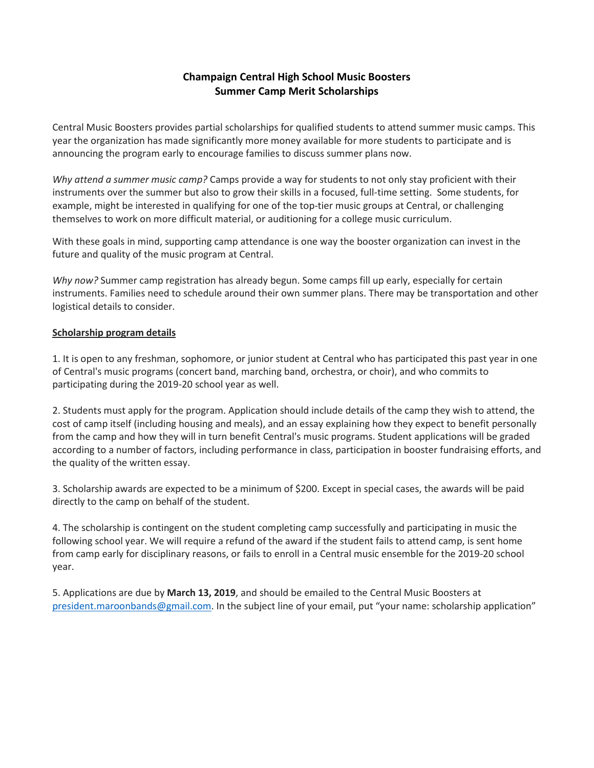# Champaign Central High School Music Boosters
## Summer Camp Merit Scholarships

Central Music Boosters provides partial scholarships for qualified students to attend summer music camps. This year the organization has made significantly more money available for more students to participate and is announcing the program early to encourage families to discuss summer plans now.

*Why attend a summer music camp?* Camps provide a way for students to not only stay proficient with their instruments over the summer but also to grow their skills in a focused, full-time setting. Some students, for example, might be interested in qualifying for one of the top-tier music groups at Central, or challenging themselves to work on more difficult material, or auditioning for a college music curriculum.

With these goals in mind, supporting camp attendance is one way the booster organization can invest in the future and quality of the music program at Central.

*Why now?* Summer camp registration has already begun. Some camps fill up early, especially for certain instruments. Families need to schedule around their own summer plans. There may be transportation and other logistical details to consider.

**<u>Scholarship program details</u>**

1. It is open to any freshman, sophomore, or junior student at Central who has participated this past year in one of Central's music programs (concert band, marching band, orchestra, or choir), and who commits to participating during the 2019-20 school year as well.

2. Students must apply for the program. Application should include details of the camp they wish to attend, the cost of camp itself (including housing and meals), and an essay explaining how they expect to benefit personally from the camp and how they will in turn benefit Central's music programs. Student applications will be graded according to a number of factors, including performance in class, participation in booster fundraising efforts, and the quality of the written essay.

3. Scholarship awards are expected to be a minimum of $200. Except in special cases, the awards will be paid directly to the camp on behalf of the student.

4. The scholarship is contingent on the student completing camp successfully and participating in music the following school year. We will require a refund of the award if the student fails to attend camp, is sent home from camp early for disciplinary reasons, or fails to enroll in a Central music ensemble for the 2019-20 school year.

5. Applications are due by **March 13, 2019**, and should be emailed to the Central Music Boosters at president.maroonbands@gmail.com. In the subject line of your email, put "your name: scholarship application"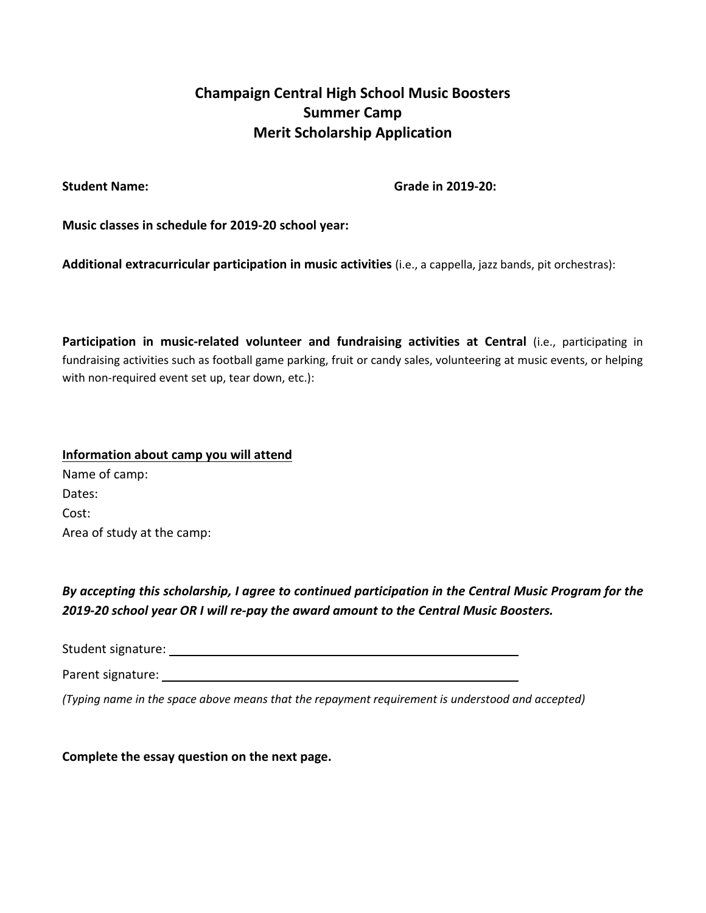# Champaign Central High School Music Boosters
# Summer Camp
# Merit Scholarship Application

**Student Name:** **Grade in 2019-20:**

**Music classes in schedule for 2019-20 school year:**

**Additional extracurricular participation in music activities** (i.e., a cappella, jazz bands, pit orchestras):

**Participation in music-related volunteer and fundraising activities at Central** (i.e., participating in fundraising activities such as football game parking, fruit or candy sales, volunteering at music events, or helping with non-required event set up, tear down, etc.):

<u>**Information about camp you will attend**</u>

Name of camp:

Dates:

Cost:

Area of study at the camp:

***By accepting this scholarship, I agree to continued participation in the Central Music Program for the 2019-20 school year OR I will re-pay the award amount to the Central Music Boosters.***

Student signature: ______________________________________________

Parent signature: ______________________________________________

*(Typing name in the space above means that the repayment requirement is understood and accepted)*

**Complete the essay question on the next page.**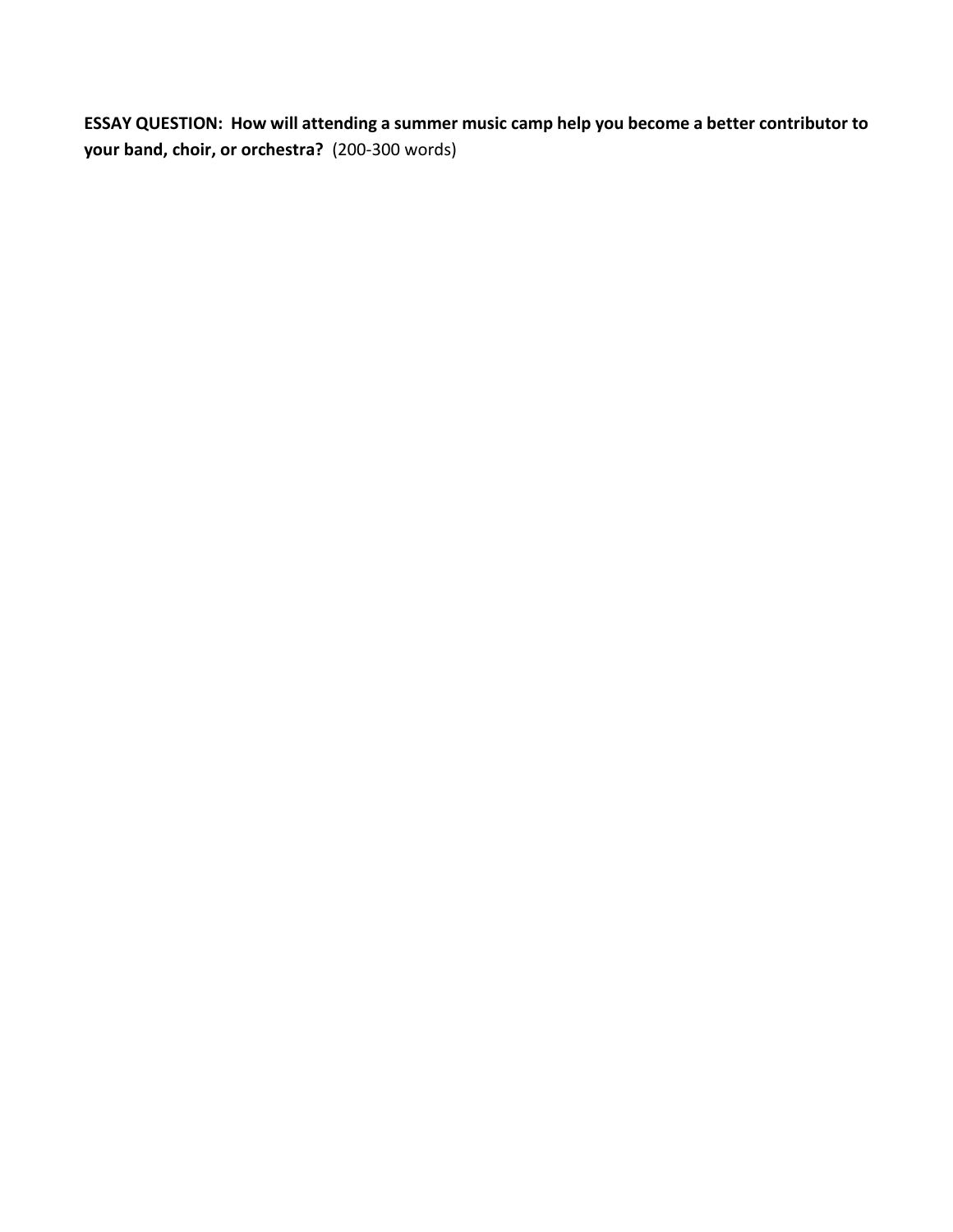**ESSAY QUESTION: How will attending a summer music camp help you become a better contributor to your band, choir, or orchestra?** (200-300 words)